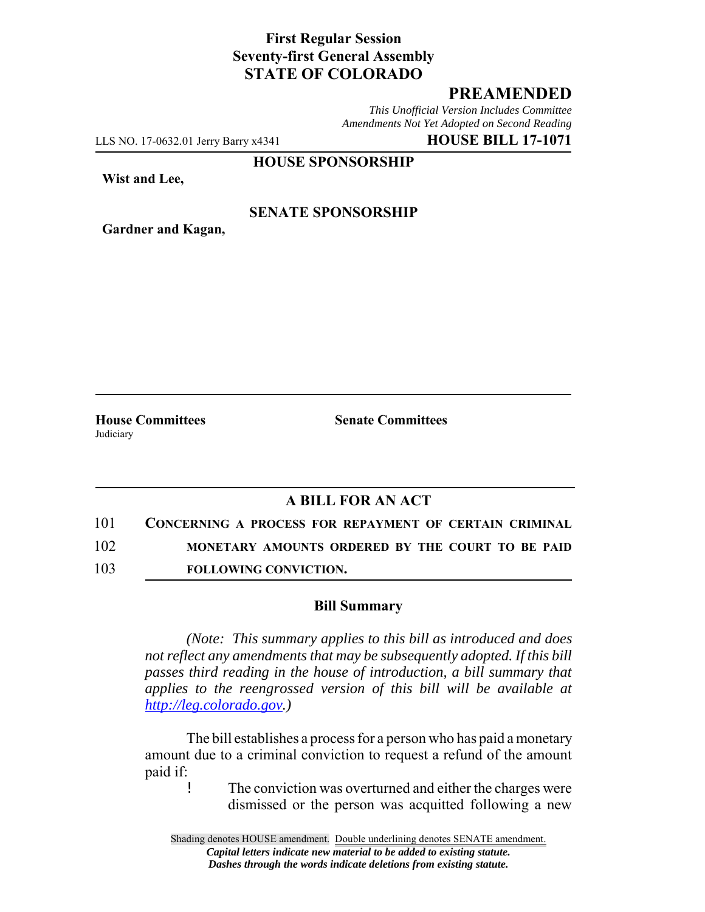**First Regular Session**
**Seventy-first General Assembly**
**STATE OF COLORADO**

# PREAMENDED

*This Unofficial Version Includes Committee Amendments Not Yet Adopted on Second Reading*

LLS NO. 17-0632.01 Jerry Barry x4341 **HOUSE BILL 17-1071**

**HOUSE SPONSORSHIP**

**Wist and Lee,**

**SENATE SPONSORSHIP**

**Gardner and Kagan,**

**House Committees**
Judiciary

**Senate Committees**

## A BILL FOR AN ACT

101 **CONCERNING A PROCESS FOR REPAYMENT OF CERTAIN CRIMINAL**
102 **MONETARY AMOUNTS ORDERED BY THE COURT TO BE PAID**
103 **FOLLOWING CONVICTION.**

### Bill Summary

*(Note: This summary applies to this bill as introduced and does not reflect any amendments that may be subsequently adopted. If this bill passes third reading in the house of introduction, a bill summary that applies to the reengrossed version of this bill will be available at http://leg.colorado.gov.)*

The bill establishes a process for a person who has paid a monetary amount due to a criminal conviction to request a refund of the amount paid if:

- The conviction was overturned and either the charges were dismissed or the person was acquitted following a new

Shading denotes HOUSE amendment. Double underlining denotes SENATE amendment.
*Capital letters indicate new material to be added to existing statute.*
*Dashes through the words indicate deletions from existing statute.*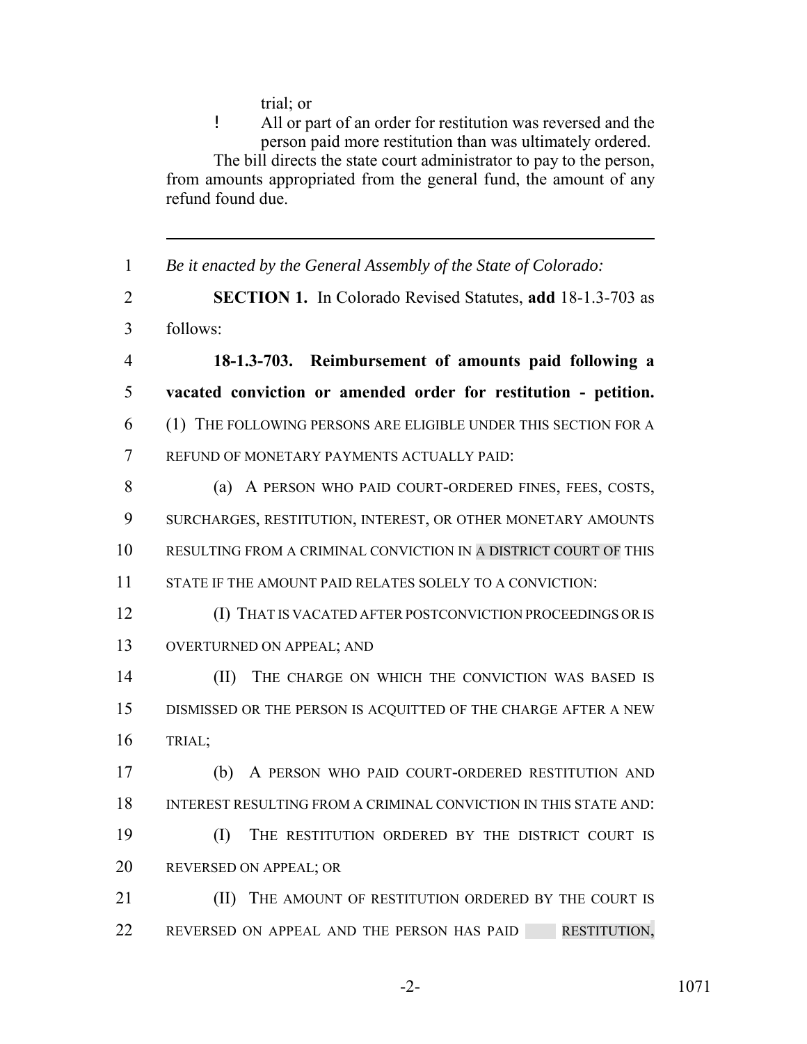trial; or

! All or part of an order for restitution was reversed and the person paid more restitution than was ultimately ordered.

The bill directs the state court administrator to pay to the person, from amounts appropriated from the general fund, the amount of any refund found due.

---

1 *Be it enacted by the General Assembly of the State of Colorado:*

2 **SECTION 1.** In Colorado Revised Statutes, **add** 18-1.3-703 as
3 follows:

4 **18-1.3-703. Reimbursement of amounts paid following a**
5 **vacated conviction or amended order for restitution - petition.**
6 (1) THE FOLLOWING PERSONS ARE ELIGIBLE UNDER THIS SECTION FOR A
7 REFUND OF MONETARY PAYMENTS ACTUALLY PAID:

8 (a) A PERSON WHO PAID COURT-ORDERED FINES, FEES, COSTS,
9 SURCHARGES, RESTITUTION, INTEREST, OR OTHER MONETARY AMOUNTS
10 RESULTING FROM A CRIMINAL CONVICTION IN A DISTRICT COURT OF THIS
11 STATE IF THE AMOUNT PAID RELATES SOLELY TO A CONVICTION:

12 (I) THAT IS VACATED AFTER POSTCONVICTION PROCEEDINGS OR IS
13 OVERTURNED ON APPEAL; AND

14 (II) THE CHARGE ON WHICH THE CONVICTION WAS BASED IS
15 DISMISSED OR THE PERSON IS ACQUITTED OF THE CHARGE AFTER A NEW
16 TRIAL;

17 (b) A PERSON WHO PAID COURT-ORDERED RESTITUTION AND
18 INTEREST RESULTING FROM A CRIMINAL CONVICTION IN THIS STATE AND:

19 (I) THE RESTITUTION ORDERED BY THE DISTRICT COURT IS
20 REVERSED ON APPEAL; OR

21 (II) THE AMOUNT OF RESTITUTION ORDERED BY THE COURT IS
22 REVERSED ON APPEAL AND THE PERSON HAS PAID RESTITUTION,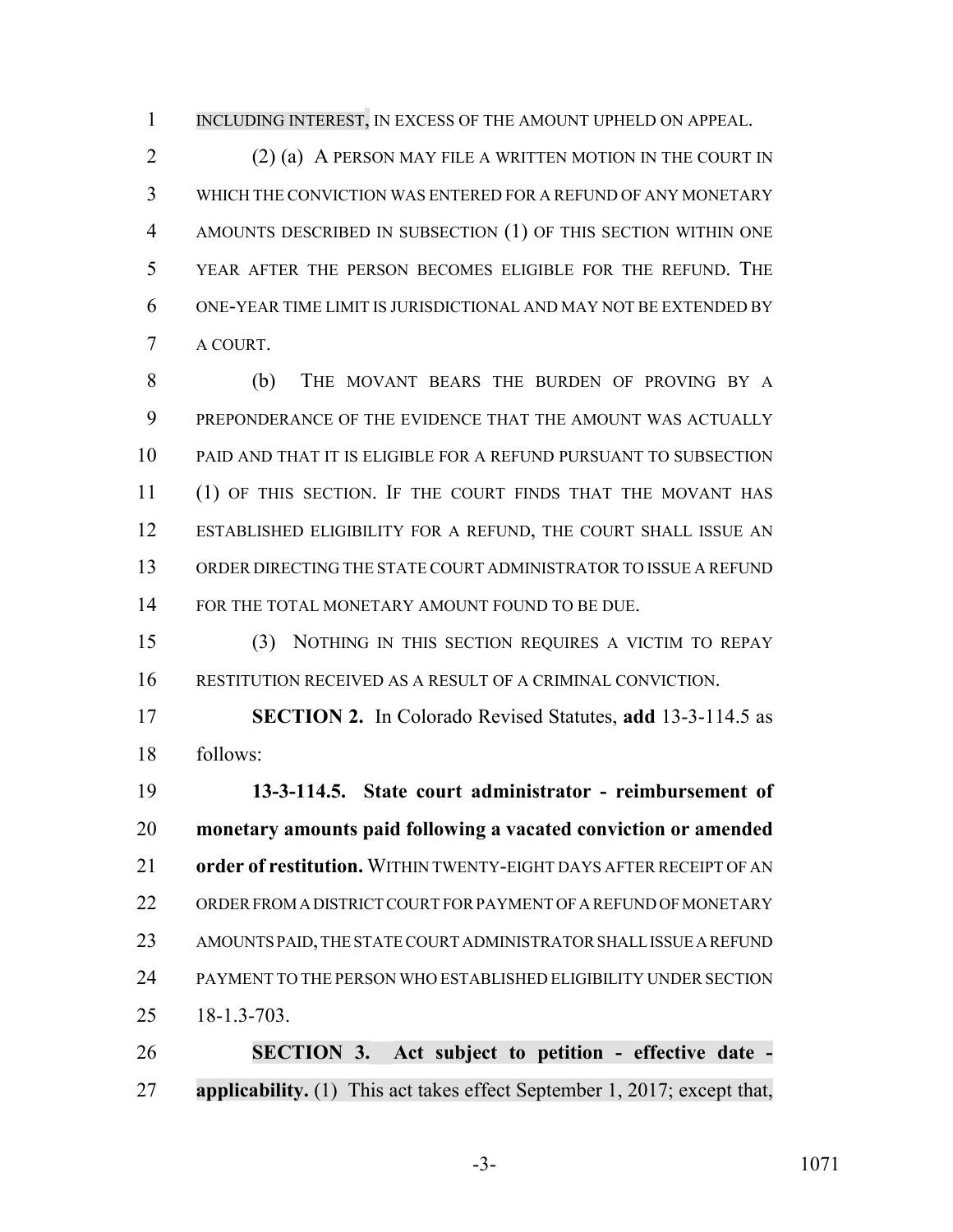INCLUDING INTEREST, IN EXCESS OF THE AMOUNT UPHELD ON APPEAL.

(2) (a) A PERSON MAY FILE A WRITTEN MOTION IN THE COURT IN WHICH THE CONVICTION WAS ENTERED FOR A REFUND OF ANY MONETARY AMOUNTS DESCRIBED IN SUBSECTION (1) OF THIS SECTION WITHIN ONE YEAR AFTER THE PERSON BECOMES ELIGIBLE FOR THE REFUND. THE ONE-YEAR TIME LIMIT IS JURISDICTIONAL AND MAY NOT BE EXTENDED BY A COURT.

(b) THE MOVANT BEARS THE BURDEN OF PROVING BY A PREPONDERANCE OF THE EVIDENCE THAT THE AMOUNT WAS ACTUALLY PAID AND THAT IT IS ELIGIBLE FOR A REFUND PURSUANT TO SUBSECTION (1) OF THIS SECTION. IF THE COURT FINDS THAT THE MOVANT HAS ESTABLISHED ELIGIBILITY FOR A REFUND, THE COURT SHALL ISSUE AN ORDER DIRECTING THE STATE COURT ADMINISTRATOR TO ISSUE A REFUND FOR THE TOTAL MONETARY AMOUNT FOUND TO BE DUE.

(3) NOTHING IN THIS SECTION REQUIRES A VICTIM TO REPAY RESTITUTION RECEIVED AS A RESULT OF A CRIMINAL CONVICTION.

**SECTION 2.** In Colorado Revised Statutes, **add** 13-3-114.5 as follows:

**13-3-114.5. State court administrator - reimbursement of monetary amounts paid following a vacated conviction or amended order of restitution.** WITHIN TWENTY-EIGHT DAYS AFTER RECEIPT OF AN ORDER FROM A DISTRICT COURT FOR PAYMENT OF A REFUND OF MONETARY AMOUNTS PAID, THE STATE COURT ADMINISTRATOR SHALL ISSUE A REFUND PAYMENT TO THE PERSON WHO ESTABLISHED ELIGIBILITY UNDER SECTION 18-1.3-703.

**SECTION 3. Act subject to petition - effective date - applicability.** (1) This act takes effect September 1, 2017; except that,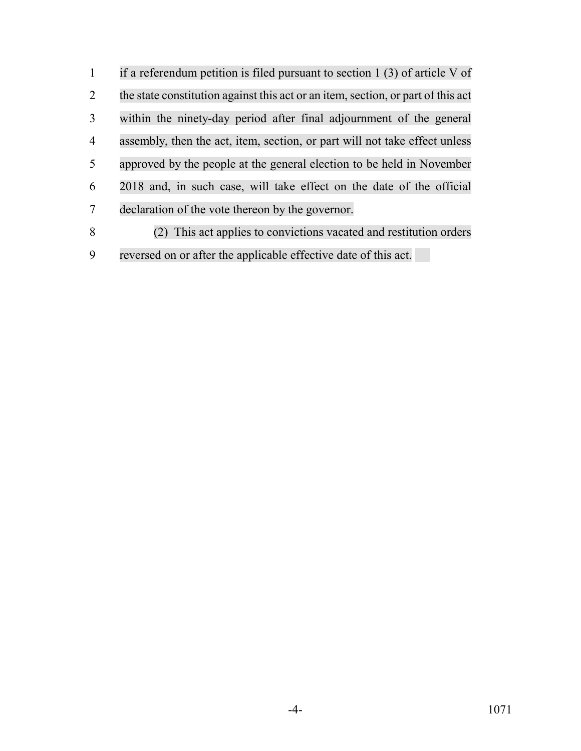if a referendum petition is filed pursuant to section 1 (3) of article V of the state constitution against this act or an item, section, or part of this act within the ninety-day period after final adjournment of the general assembly, then the act, item, section, or part will not take effect unless approved by the people at the general election to be held in November 2018 and, in such case, will take effect on the date of the official declaration of the vote thereon by the governor.

(2) This act applies to convictions vacated and restitution orders reversed on or after the applicable effective date of this act.